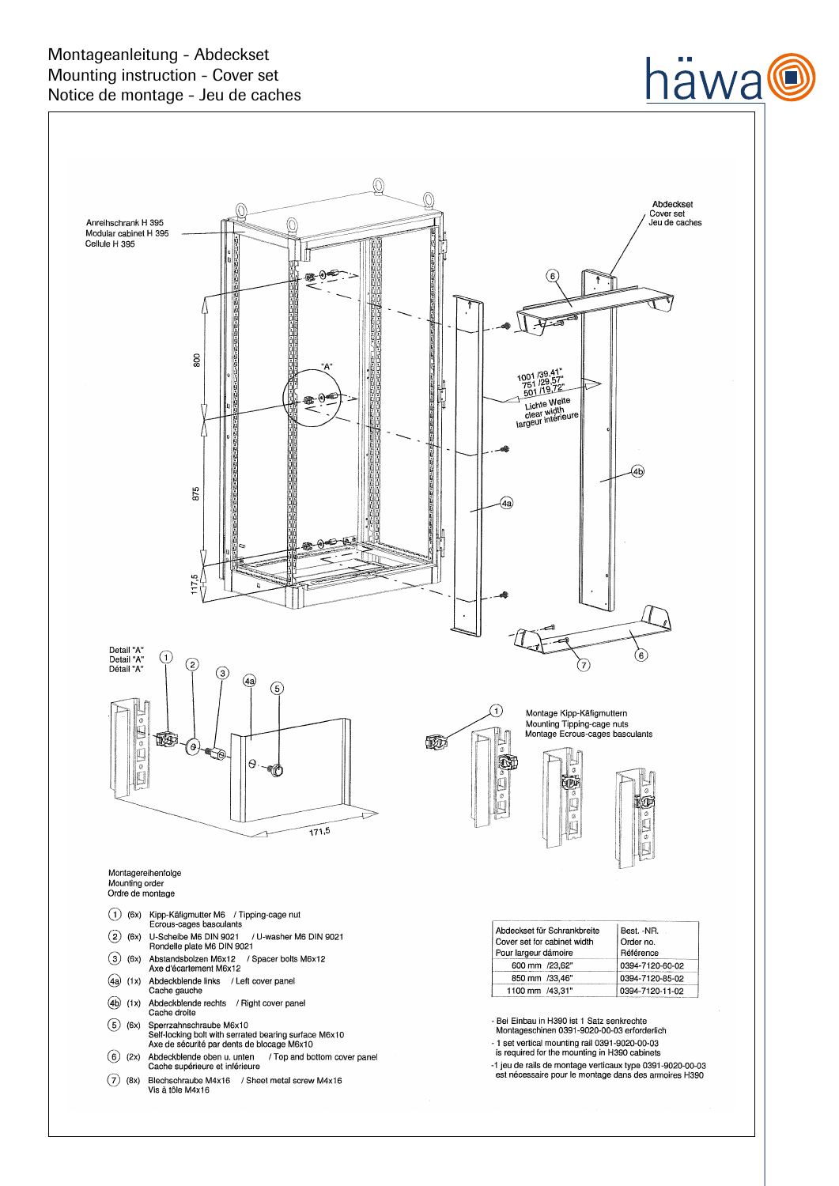# Montageanleitung - Abdeckset
# Mounting instruction - Cover set
# Notice de montage - Jeu de caches

häwa

Anreihschrank H 395
Modular cabinet H 395
Cellule H 395

Abdeckset
Cover set
Jeu de caches

800

875

117,5

"A"

1001 /39,41"
751 /29,57"
501 /19,72"
Lichte Weite
clear width
largeur intérieure

Detail "A"
Detail "A"
Détail "A"

171,5

Montage Kipp-Käfigmuttern
Mounting Tipping-cage nuts
Montage Ecrous-cages basculants

Montagereihenfolge
Mounting order
Ordre de montage

1. (6x) Kipp-Käfigmutter M6 / Tipping-cage nut
   Ecrous-cages basculants
2. (6x) U-Scheibe M6 DIN 9021 / U-washer M6 DIN 9021
   Rondelle plate M6 DIN 9021
3. (6x) Abstandsbolzen M6x12 / Spacer bolts M6x12
   Axe d'écartement M6x12

(4a) (1x) Abdeckblende links / Left cover panel
Cache gauche

(4b) (1x) Abdeckblende rechts / Right cover panel
Cache droite

5. (6x) Sperrzahnschraube M6x10
   Self-locking bolt with serrated bearing surface M6x10
   Axe de sécurité par dents de blocage M6x10
6. (2x) Abdeckblende oben u. unten / Top and bottom cover panel
   Cache supérieure et inférieure
7. (8x) Blechschraube M4x16 / Sheet metal screw M4x16
   Vis à tôle M4x16

| Abdeckset für Schrankbreite<br>Cover set for cabinet width<br>Pour largeur dámoire | Best. -NR.<br>Order no.<br>Référence |
|---|---|
| 600 mm /23,62" | 0394-7120-60-02 |
| 850 mm /33,46" | 0394-7120-85-02 |
| 1100 mm /43,31" | 0394-7120-11-02 |

- Bei Einbau in H390 ist 1 Satz senkrechte Montageschinen 0391-9020-00-03 erforderlich
- 1 set vertical mounting rail 0391-9020-00-03 is required for the mounting in H390 cabinets
- 1 jeu de rails de montage verticaux type 0391-9020-00-03 est nécessaire pour le montage dans des armoires H390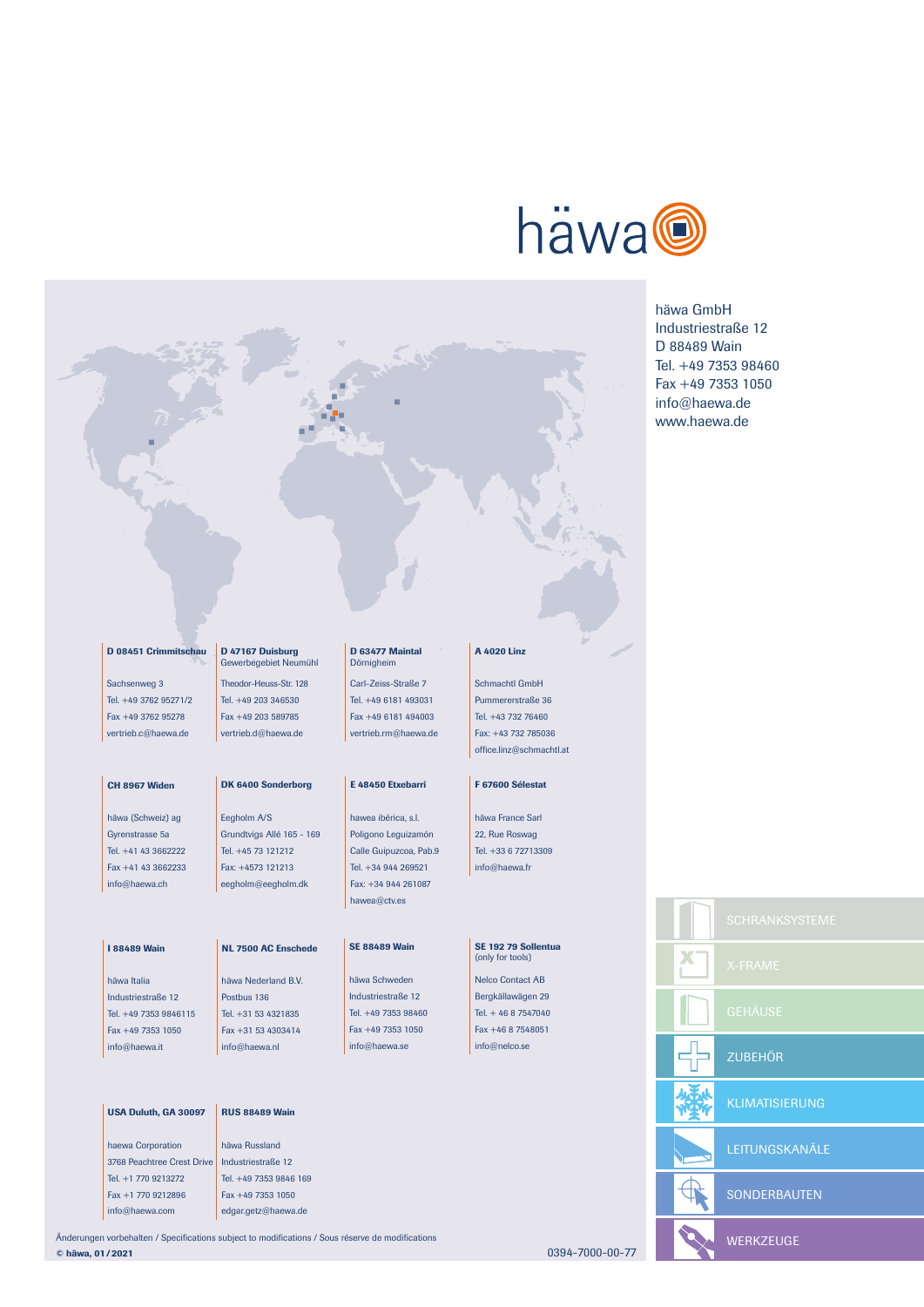häwa

häwa GmbH
Industriestraße 12
D 88489 Wain
Tel. +49 7353 98460
Fax +49 7353 1050
info@haewa.de
www.haewa.de

**D 08451 Crimmitschau**

Sachsenweg 3
Tel. +49 3762 95271/2
Fax +49 3762 95278
vertrieb.c@haewa.de

**D 47167 Duisburg**
Gewerbegebiet Neumühl

Theodor-Heuss-Str. 128
Tel. +49 203 346530
Fax +49 203 589785
vertrieb.d@haewa.de

**D 63477 Maintal**
Dörnigheim

Carl-Zeiss-Straße 7
Tel. +49 6181 493031
Fax +49 6181 494003
vertrieb.rm@haewa.de

**A 4020 Linz**

Schmachtl GmbH
Pummererstraße 36
Tel. +43 732 76460
Fax: +43 732 785036
office.linz@schmachtl.at

**CH 8967 Widen**

häwa (Schweiz) ag
Gyrenstrasse 5a
Tel. +41 43 3662222
Fax +41 43 3662233
info@haewa.ch

**DK 6400 Sonderborg**

Eegholm A/S
Grundtvigs Allé 165 - 169
Tel. +45 73 121212
Fax: +4573 121213
eegholm@eegholm.dk

**E 48450 Etxebarri**

hawea ibérica, s.l.
Poligono Leguizamón
Calle Guipuzcoa, Pab.9
Tel. +34 944 269521
Fax: +34 944 261087
hawea@ctv.es

**F 67600 Sélestat**

häwa France Sarl
22, Rue Roswag
Tel. +33 6 72713309
info@haewa.fr

**I 88489 Wain**

häwa Italia
Industriestraße 12
Tel. +49 7353 9846115
Fax +49 7353 1050
info@haewa.it

**NL 7500 AC Enschede**

häwa Nederland B.V.
Postbus 136
Tel. +31 53 4321835
Fax +31 53 4303414
info@haewa.nl

**SE 88489 Wain**

häwa Schweden
Industriestraße 12
Tel. +49 7353 98460
Fax +49 7353 1050
info@haewa.se

**SE 192 79 Sollentua**
(only for tools)

Nelco Contact AB
Bergkällawägen 29
Tel. + 46 8 7547040
Fax +46 8 7548051
info@nelco.se

**USA Duluth, GA 30097**

haewa Corporation
3768 Peachtree Crest Drive
Tel. +1 770 9213272
Fax +1 770 9212896
info@haewa.com

**RUS 88489 Wain**

häwa Russland
Industriestraße 12
Tel. +49 7353 9846 169
Fax +49 7353 1050
edgar.getz@haewa.de

- SCHRANKSYSTEME
- X-FRAME
- GEHÄUSE
- ZUBEHÖR
- KLIMATISIERUNG
- LEITUNGSKANÄLE
- SONDERBAUTEN
- WERKZEUGE

Änderungen vorbehalten / Specifications subject to modifications / Sous réserve de modifications

**© häwa, 01/2021**

0394-7000-00-77